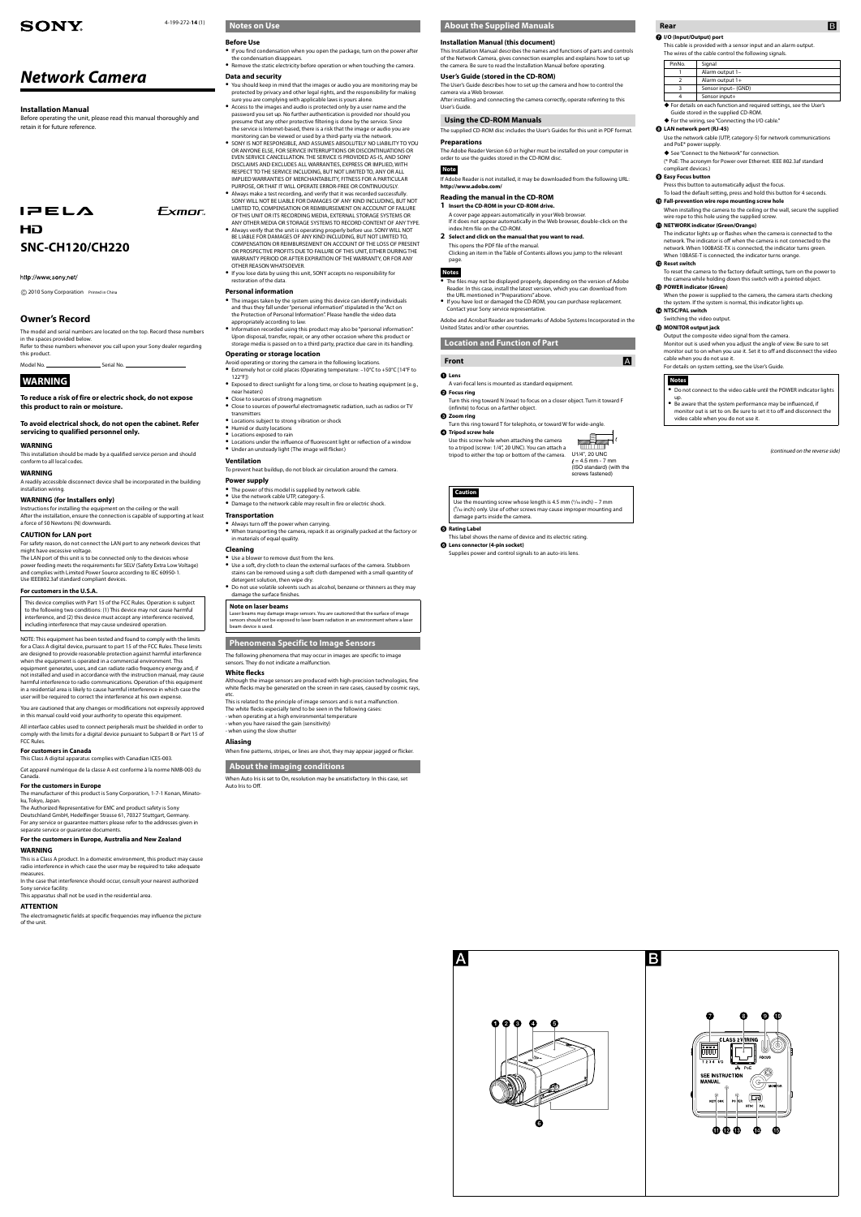SONY

4-199-272-**14** (1)

# *Network Camera*

## Installation Manual

Before operating the unit, please read this manual thoroughly and retain it for future reference.

IPELA

Exmor

HD

## SNC-CH120/CH220

http://www.sony.net/

© 2010 Sony Corporation Printed in China

## Owner's Record

The model and serial numbers are located on the top. Record these numbers in the spaces provided below.
Refer to these numbers whenever you call upon your Sony dealer regarding this product.

Model No. ______________ Serial No. ______________

## WARNING

**To reduce a risk of fire or electric shock, do not expose this product to rain or moisture.**

**To avoid electrical shock, do not open the cabinet. Refer servicing to qualified personnel only.**

### WARNING

This installation should be made by a qualified service person and should conform to all local codes.

### WARNING

A readily accessible disconnect device shall be incorporated in the building installation wiring.

### WARNING (for Installers only)

Instructions for installing the equipment on the ceiling or the wall:
After the installation, ensure the connection is capable of supporting at least a force of 50 Newtons (N) downwards.

### CAUTION for LAN port

For safety reason, do not connect the LAN port to any network devices that might have excessive voltage.
The LAN port of this unit is to be connected only to the devices whose power feeding meets the requirements for SELV (Safety Extra Low Voltage) and complies with Limited Power Source according to IEC 60950-1.
Use IEEE802.3af standard compliant devices.

### For customers in the U.S.A.

This device complies with Part 15 of the FCC Rules. Operation is subject to the following two conditions: (1) This device may not cause harmful interference, and (2) this device must accept any interference received, including interference that may cause undesired operation.

NOTE: This equipment has been tested and found to comply with the limits for a Class A digital device, pursuant to part 15 of the FCC Rules. These limits are designed to provide reasonable protection against harmful interference when the equipment is operated in a commercial environment. This equipment generates, uses, and can radiate radio frequency energy and, if not installed and used in accordance with the instruction manual, may cause harmful interference to radio communications. Operation of this equipment in a residential area is likely to cause harmful interference in which case the user will be required to correct the interference at his own expense.

You are cautioned that any changes or modifications not expressly approved in this manual could void your authority to operate this equipment.

All interface cables used to connect peripherals must be shielded in order to comply with the limits for a digital device pursuant to Subpart B or Part 15 of FCC Rules.

### For customers in Canada

This Class A digital apparatus complies with Canadian ICES-003.

Cet appareil numérique de la classe A est conforme à la norme NMB-003 du Canada.

### For the customers in Europe

The manufacturer of this product is Sony Corporation, 1-7-1 Konan, Minato-ku, Tokyo, Japan.
The Authorized Representative for EMC and product safety is Sony Deutschland GmbH, Hedelfinger Strasse 61, 70327 Stuttgart, Germany.
For any service or guarantee matters please refer to the addresses given in separate service or guarantee documents.

### For the customers in Europe, Australia and New Zealand

### WARNING

This is a Class A product. In a domestic environment, this product may cause radio interference in which case the user may be required to take adequate measures.
In the case that interference should occur, consult your nearest authorized Sony service facility.
This apparatus shall not be used in the residential area.

### ATTENTION

The electromagnetic fields at specific frequencies may influence the picture of the unit.

## Notes on Use

### Before Use

- If you find condensation when you open the package, turn on the power after the condensation disappears.
- Remove the static electricity before operation or when touching the camera.

### Data and security

- You should keep in mind that the images or audio you are monitoring may be protected by privacy and other legal rights, and the responsibility for making sure you are complying with applicable laws is yours alone.
- Access to the images and audio is protected only by a user name and the password you set up. No further authentication is provided nor should you presume that any other protective filtering is done by the service. Since the service is Internet-based, there is a risk that the image or audio you are monitoring can be viewed or used by a third-party via the network.
- SONY IS NOT RESPONSIBLE, AND ASSUMES ABSOLUTELY NO LIABILITY TO YOU OR ANYONE ELSE, FOR SERVICE INTERRUPTIONS OR DISCONTINUATIONS OR EVEN SERVICE CANCELLATION. THE SERVICE IS PROVIDED AS-IS, AND SONY DISCLAIMS AND EXCLUDES ALL WARRANTIES, EXPRESS OR IMPLIED, WITH RESPECT TO THE SERVICE INCLUDING, BUT NOT LIMITED TO, ANY OR ALL IMPLIED WARRANTIES OF MERCHANTABILITY, FITNESS FOR A PARTICULAR PURPOSE, OR THAT IT WILL OPERATE ERROR-FREE OR CONTINUOUSLY.
- Always make a test recording, and verify that it was recorded successfully. SONY WILL NOT BE LIABLE FOR DAMAGES OF ANY KIND INCLUDING, BUT NOT LIMITED TO, COMPENSATION OR REIMBURSEMENT ON ACCOUNT OF FAILURE OF THIS UNIT OR ITS RECORDING MEDIA, EXTERNAL STORAGE SYSTEMS OR ANY OTHER MEDIA OR STORAGE SYSTEMS TO RECORD CONTENT OF ANY TYPE.
- Always verify that the unit is operating properly before use. SONY WILL NOT BE LIABLE FOR DAMAGES OF ANY KIND INCLUDING, BUT NOT LIMITED TO, COMPENSATION OR REIMBURSEMENT ON ACCOUNT OF THE LOSS OF PRESENT OR PROSPECTIVE PROFITS DUE TO FAILURE OF THIS UNIT, EITHER DURING THE WARRANTY PERIOD OR AFTER EXPIRATION OF THE WARRANTY, OR FOR ANY OTHER REASON WHATSOEVER.
- If you lose data by using this unit, SONY accepts no responsibility for restoration of the data.

### Personal information

- The images taken by the system using this device can identify individuals and thus they fall under "personal information" stipulated in the "Act on the Protection of Personal Information". Please handle the video data appropriately according to law.
- Information recorded using this product may also be "personal information". Upon disposal, transfer, repair, or any other occasion where this product or storage media is passed on to a third party, practice due care in its handling.

### Operating or storage location

Avoid operating or storing the camera in the following locations.

- Extremely hot or cold places (Operating temperature: –10°C to +50°C (14°F to 122°F))
- Exposed to direct sunlight for a long time, or close to heating equipment (e.g., near heaters)
- Close to sources of strong magnetism
- Close to sources of powerful electromagnetic radiation, such as radios or TV transmitters
- Locations subject to strong vibration or shock
- Humid or dusty locations
- Locations exposed to rain
- Locations under the influence of fluorescent light or reflection of a window
- Under an unsteady light (The image will flicker.)

### Ventilation

To prevent heat buildup, do not block air circulation around the camera.

### Power supply

- The power of this model is supplied by network cable.
- Use the network cable UTP, category-5.
- Damage to the network cable may result in fire or electric shock.

### Transportation

- Always turn off the power when carrying.
- When transporting the camera, repack it as originally packed at the factory or in materials of equal quality.

### Cleaning

- Use a blower to remove dust from the lens.
- Use a soft, dry cloth to clean the external surfaces of the camera. Stubborn stains can be removed using a soft cloth dampened with a small quantity of detergent solution, then wipe dry.
- Do not use volatile solvents such as alcohol, benzene or thinners as they may damage the surface finishes.

#### Note on laser beams

Laser beams may damage image sensors. You are cautioned that the surface of image sensors should not be exposed to laser beam radiation in an environment where a laser beam device is used.

## Phenomena Specific to Image Sensors

The following phenomena that may occur in images are specific to image sensors. They do not indicate a malfunction.

### White flecks

Although the image sensors are produced with high-precision technologies, fine white flecks may be generated on the screen in rare cases, caused by cosmic rays, etc.
This is related to the principle of image sensors and is not a malfunction.
The white flecks especially tend to be seen in the following cases:
- when operating at a high environmental temperature
- when you have raised the gain (sensitivity)
- when using the slow shutter

### Aliasing

When fine patterns, stripes, or lines are shot, they may appear jagged or flicker.

## About the imaging conditions

When Auto Iris is set to On, resolution may be unsatisfactory. In this case, set Auto Iris to Off.

## About the Supplied Manuals

### Installation Manual (this document)

This Installation Manual describes the names and functions of parts and controls of the Network Camera, gives connection examples and explains how to set up the camera. Be sure to read the Installation Manual before operating.

### User's Guide (stored in the CD-ROM)

The User's Guide describes how to set up the camera and how to control the camera via a Web browser.
After installing and connecting the camera correctly, operate referring to this User's Guide.

## Using the CD-ROM Manuals

The supplied CD-ROM disc includes the User's Guides for this unit in PDF format.

### Preparations

The Adobe Reader Version 6.0 or higher must be installed on your computer in order to use the guides stored in the CD-ROM disc.

**Note**

If Adobe Reader is not installed, it may be downloaded from the following URL:
**http://www.adobe.com/**

### Reading the manual in the CD-ROM

1. **Insert the CD-ROM in your CD-ROM drive.**
   A cover page appears automatically in your Web browser.
   If it does not appear automatically in the Web browser, double-click on the index.htm file on the CD-ROM.
2. **Select and click on the manual that you want to read.**
   This opens the PDF file of the manual.
   Clicking an item in the Table of Contents allows you jump to the relevant page.

**Notes**

- The files may not be displayed properly, depending on the version of Adobe Reader. In this case, install the latest version, which you can download from the URL mentioned in "Preparations" above.
- If you have lost or damaged the CD-ROM, you can purchase replacement. Contact your Sony service representative.

Adobe and Acrobat Reader are trademarks of Adobe Systems Incorporated in the United States and/or other countries.

## Location and Function of Part

### Front — A

**1 Lens**
A vari-focal lens is mounted as standard equipment.

**2 Focus ring**
Turn this ring toward N (near) to focus on a closer object. Turn it toward F (infinite) to focus on a farther object.

**3 Zoom ring**
Turn this ring toward T for telephoto, or toward W for wide-angle.

**4 Tripod screw hole**
Use this screw hole when attaching the camera to a tripod (screw: 1/4", 20 UNC). You can attach a tripod to either the top or bottom of the camera.

U1/4", 20 UNC
$\ell$ = 4.5 mm - 7 mm
(ISO standard) (with the screws fastened)

**Caution**

Use the mounting screw whose length is 4.5 mm ($^{3}/_{16}$ inch) – 7 mm ($^{9}/_{32}$ inch) only. Use of other screws may cause improper mounting and damage parts inside the camera.

**5 Rating Label**
This label shows the name of device and its electric rating.

**6 Lens connector (4-pin socket)**
Supplies power and control signals to an auto-iris lens.

### Rear — B

**7 I/O (Input/Output) port**
This cable is provided with a sensor input and an alarm output.
The wires of the cable control the following signals.

| Pin No. | Signal |
|---|---|
| 1 | Alarm output 1– |
| 2 | Alarm output 1+ |
| 3 | Sensor input– (GND) |
| 4 | Sensor input+ |

◆ For details on each function and required settings, see the User's Guide stored in the supplied CD-ROM.
◆ For the wiring, see "Connecting the I/O cable."

**8 LAN network port (RJ-45)**
Use the network cable (UTP, category-5) for network communications and PoE* power supply.
◆ See "Connect to the Network" for connection.
(* PoE: The acronym for Power over Ethernet. IEEE 802.3af standard compliant devices.)

**9 Easy Focus button**
Press this button to automatically adjust the focus.
To load the default setting, press and hold this button for 4 seconds.

**10 Fall-prevention wire rope mounting screw hole**
When installing the camera to the ceiling or the wall, secure the supplied wire rope to this hole using the supplied screw.

**11 NETWORK indicator (Green/Orange)**
The indicator lights up or flashes when the camera is connected to the network. The indicator is off when the camera is not connected to the network. When 100BASE-TX is connected, the indicator turns green. When 10BASE-T is connected, the indicator turns orange.

**12 Reset switch**
To reset the camera to the factory default settings, turn on the power to the camera while holding down this switch with a pointed object.

**13 POWER indicator (Green)**
When the power is supplied to the camera, the camera starts checking the system. If the system is normal, this indicator lights up.

**14 NTSC/PAL switch**
Switching the video output.

**15 MONITOR output jack**
Output the composite video signal from the camera.
Monitor out is used when you adjust the angle of view. Be sure to set monitor out to on when you use it. Set it to off and disconnect the video cable when you do not use it.
For details on system setting, see the User's Guide.

**Notes**

- Do not connect to the video cable until the POWER indicator lights up.
- Be aware that the system performance may be influenced, if monitor out is set to on. Be sure to set it to off and disconnect the video cable when you do not use it.

*(continued on the reverse side)*

A

B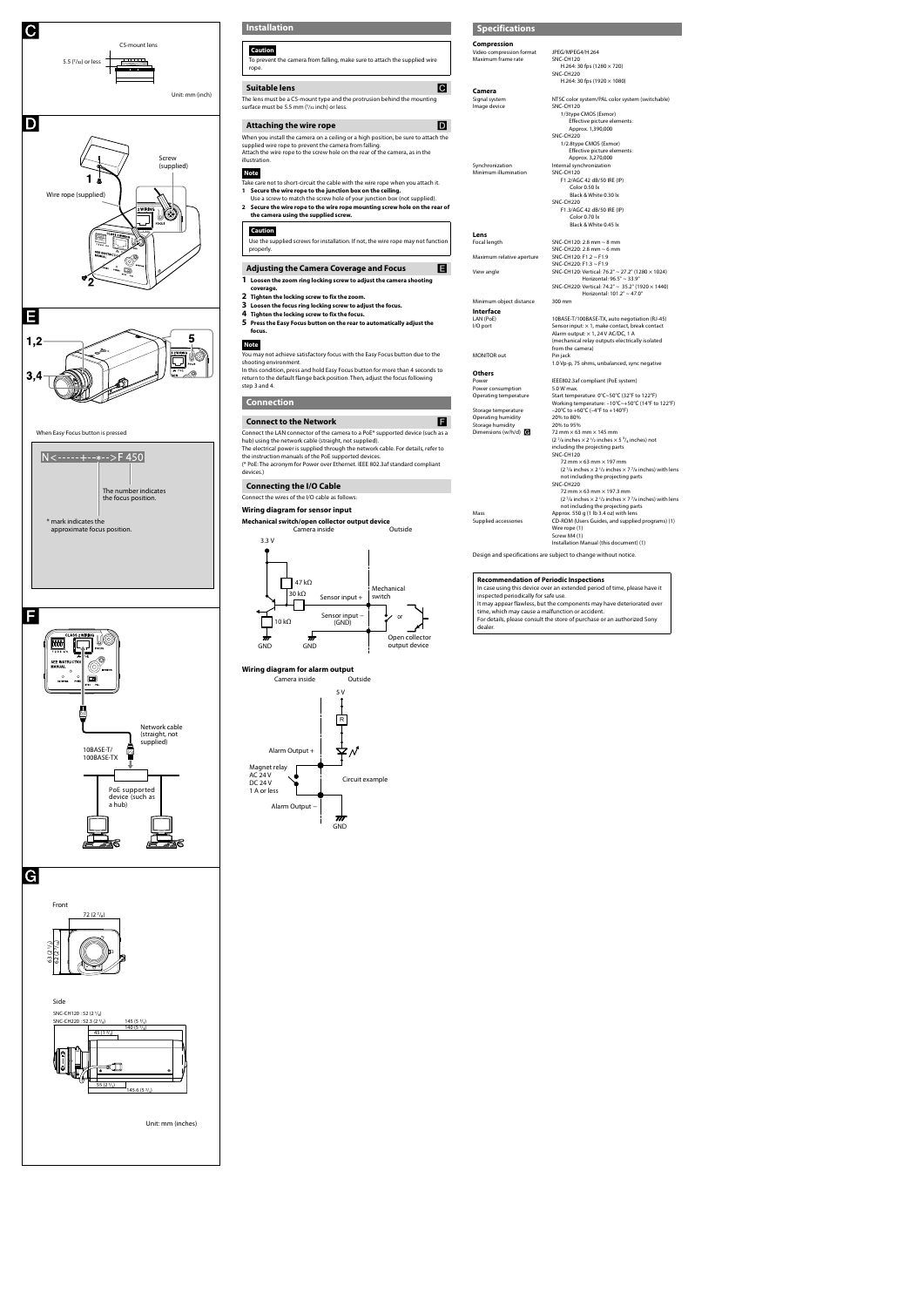## C

CS-mount lens

5.5 (7/32) or less

Unit: mm (inch)

## D

Screw (supplied)

Wire rope (supplied)

1

2

## E

1,2

3,4

5

When Easy Focus button is pressed

N<-----+--*-->F 450

The number indicates the focus position.

* mark indicates the approximate focus position.

## F

Network cable (straight, not supplied)

10BASE-T/ 100BASE-TX

PoE supported device (such as a hub)

## G

Front

72 (2 7/8)

63 (2 1/2)

Side

SNC-CH120 : 52 (2 1/8)

SNC-CH220 : 52.3 (2 1/8)

145 (5 3/4)

140 (5 5/8)

45 (1 3/4)

55 (2 1/4)

145.6 (5 3/4)

Unit: mm (inches)

# Installation

**Caution**

To prevent the camera from falling, make sure to attach the supplied wire rope.

## Suitable lens C

The lens must be a CS-mount type and the protrusion behind the mounting surface must be 5.5 mm (7/32 inch) or less.

## Attaching the wire rope D

When you install the camera on a ceiling or a high position, be sure to attach the supplied wire rope to prevent the camera from falling.
Attach the wire rope to the screw hole on the rear of the camera, as in the illustration.

**Note**

Take care not to short-circuit the cable with the wire rope when you attach it.

1. **Secure the wire rope to the junction box on the ceiling.**
   Use a screw to match the screw hole of your junction box (not supplied).
2. **Secure the wire rope to the wire rope mounting screw hole on the rear of the camera using the supplied screw.**

**Caution**

Use the supplied screws for installation. If not, the wire rope may not function properly.

## Adjusting the Camera Coverage and Focus E

1. **Loosen the zoom ring locking screw to adjust the camera shooting coverage.**
2. **Tighten the locking screw to fix the zoom.**
3. **Loosen the focus ring locking screw to adjust the focus.**
4. **Tighten the locking screw to fix the focus.**
5. **Press the Easy Focus button on the rear to automatically adjust the focus.**

**Note**

You may not achieve satisfactory focus with the Easy Focus button due to the shooting environment.
In this condition, press and hold Easy Focus button for more than 4 seconds to return to the default flange back position. Then, adjust the focus following step 3 and 4.

# Connection

## Connect to the Network F

Connect the LAN connector of the camera to a PoE* supported device (such as a hub) using the network cable (straight, not supplied).
The electrical power is supplied through the network cable. For details, refer to the instruction manuals of the PoE supported devices.
(* PoE: The acronym for Power over Ethernet. IEEE 802.3af standard compliant devices.)

## Connecting the I/O Cable

Connect the wires of the I/O cable as follows:

### Wiring diagram for sensor input

**Mechanical switch/open collector output device**

Camera inside

Outside

3.3 V

47 kΩ

30 kΩ

10 kΩ

Sensor input +

Sensor input − (GND)

Mechanical switch

or

Open collector output device

GND

GND

### Wiring diagram for alarm output

Camera inside

Outside

5 V

R

Alarm Output +

Magnet relay AC 24 V DC 24 V 1 A or less

Circuit example

Alarm Output −

GND

# Specifications

### Compression

| | |
|---|---|
| Video compression format | JPEG/MPEG4/H.264 |
| Maximum frame rate | SNC-CH120<br>H.264: 30 fps (1280 × 720)<br>SNC-CH220<br>H.264: 30 fps (1920 × 1080) |

### Camera

| | |
|---|---|
| Signal system | NTSC color system/PAL color system (switchable) |
| Image device | SNC-CH120<br>1/3type CMOS (Exmor)<br>Effective picture elements: Approx. 1,390,000<br>SNC-CH220<br>1/2.8type CMOS (Exmor)<br>Effective picture elements: Approx. 3,270,000 |
| Synchronization | Internal synchronization |
| Minimum illumination | SNC-CH120<br>F1.2/AGC 42 dB/50 IRE (IP)<br>Color 0.50 lx<br>Black & White 0.30 lx<br>SNC-CH220<br>F1.3/AGC 42 dB/50 IRE (IP)<br>Color 0.70 lx<br>Black & White 0.45 lx |

### Lens

| | |
|---|---|
| Focal length | SNC-CH120: 2.8 mm ~ 8 mm<br>SNC-CH220: 2.8 mm ~ 6 mm |
| Maximum relative aperture | SNC-CH120: F1.2 ~ F1.9<br>SNC-CH220: F1.3 ~ F1.9 |
| View angle | SNC-CH120: Vertical: 76.2° ~ 27.2° (1280 × 1024)<br>Horizontal: 96.5° ~ 33.9°<br>SNC-CH220: Vertical: 74.2° ~ 35.2° (1920 × 1440)<br>Horizontal: 101.2° ~ 47.0° |
| Minimum object distance | 300 mm |

### Interface

| | |
|---|---|
| LAN (PoE) | 10BASE-T/100BASE-TX, auto negotiation (RJ-45) |
| I/O port | Sensor input: × 1, make contact, break contact<br>Alarm output: × 1, 24 V AC/DC, 1 A<br>(mechanical relay outputs electrically isolated from the camera) |
| MONITOR out | Pin jack<br>1.0 Vp-p, 75 ohms, unbalanced, sync negative |

### Others

| | |
|---|---|
| Power | IEEE802.3af compliant (PoE system) |
| Power consumption | 5.0 W max. |
| Operating temperature | Start temperature: 0°C~50°C (32°F to 122°F)<br>Working temperature: −10°C~+50°C (14°F to 122°F) |
| Storage temperature | −20°C to +60°C (−4°F to +140°F) |
| Operating humidity | 20% to 80% |
| Storage humidity | 20% to 95% |
| Dimensions (w/h/d) G | 72 mm × 63 mm × 145 mm<br>(2 7/8 inches × 2 1/2 inches × 5 3/4 inches) not including the projecting parts<br>SNC-CH120<br>72 mm × 63 mm × 197 mm<br>(2 7/8 inches × 2 1/2 inches × 7 7/8 inches) with lens not including the projecting parts<br>SNC-CH220<br>72 mm × 63 mm × 197.3 mm<br>(2 7/8 inches × 2 1/2 inches × 7 7/8 inches) with lens not including the projecting parts |
| Mass | Approx. 550 g (1 lb 3.4 oz) with lens |
| Supplied accessories | CD-ROM (Users Guides, and supplied programs) (1)<br>Wire rope (1)<br>Screw M4 (1)<br>Installation Manual (this document) (1) |

Design and specifications are subject to change without notice.

**Recommendation of Periodic Inspections**

In case using this device over an extended period of time, please have it inspected periodically for safe use.
It may appear flawless, but the components may have deteriorated over time, which may cause a malfunction or accident.
For details, please consult the store of purchase or an authorized Sony dealer.